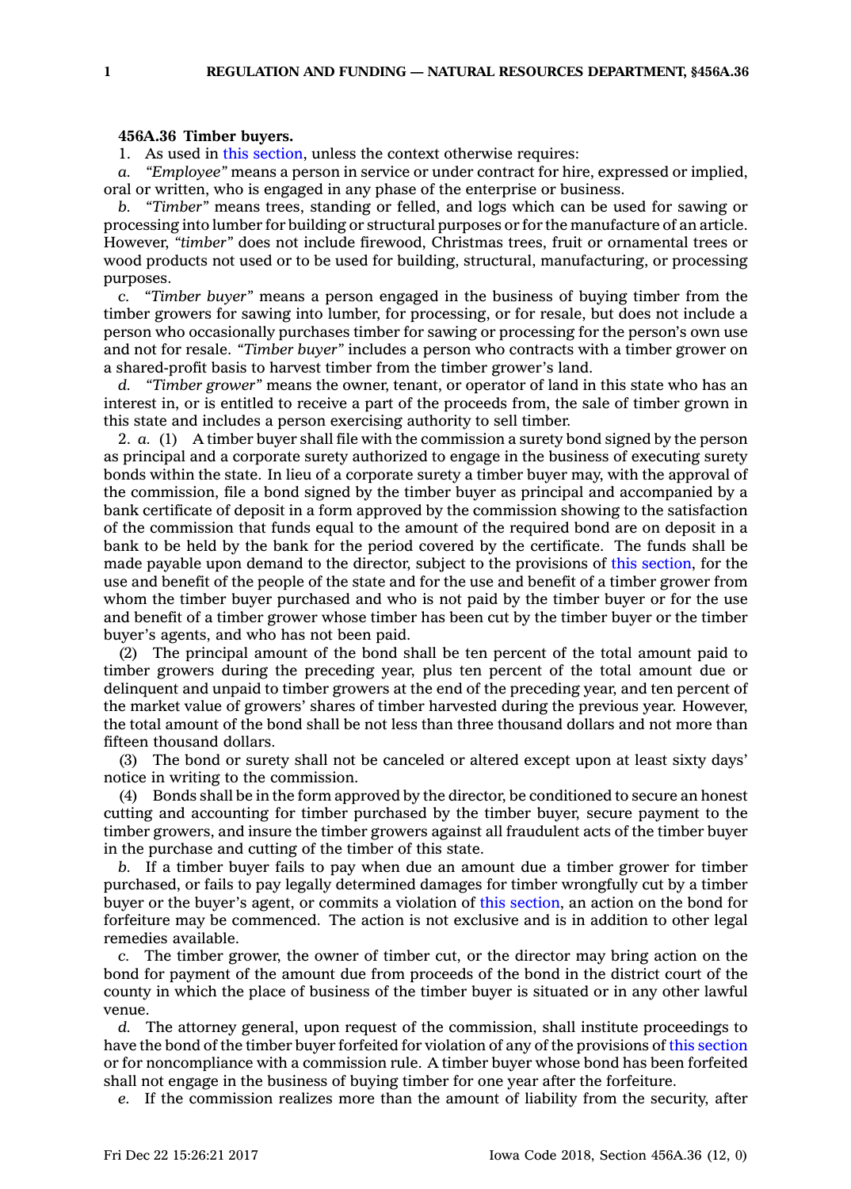**456A.36 Timber buyers.**

1. As used in this section, unless the context otherwise requires:

*a. "Employee"* means a person in service or under contract for hire, expressed or implied, oral or written, who is engaged in any phase of the enterprise or business.

*b. "Timber"* means trees, standing or felled, and logs which can be used for sawing or processing into lumber for building or structural purposes or for the manufacture of an article. However, *"timber"* does not include firewood, Christmas trees, fruit or ornamental trees or wood products not used or to be used for building, structural, manufacturing, or processing purposes.

*c. "Timber buyer"* means a person engaged in the business of buying timber from the timber growers for sawing into lumber, for processing, or for resale, but does not include a person who occasionally purchases timber for sawing or processing for the person's own use and not for resale. *"Timber buyer"* includes a person who contracts with a timber grower on a shared-profit basis to harvest timber from the timber grower's land.

*d. "Timber grower"* means the owner, tenant, or operator of land in this state who has an interest in, or is entitled to receive a part of the proceeds from, the sale of timber grown in this state and includes a person exercising authority to sell timber.

2. *a.* (1) A timber buyer shall file with the commission a surety bond signed by the person as principal and a corporate surety authorized to engage in the business of executing surety bonds within the state. In lieu of a corporate surety a timber buyer may, with the approval of the commission, file a bond signed by the timber buyer as principal and accompanied by a bank certificate of deposit in a form approved by the commission showing to the satisfaction of the commission that funds equal to the amount of the required bond are on deposit in a bank to be held by the bank for the period covered by the certificate. The funds shall be made payable upon demand to the director, subject to the provisions of this section, for the use and benefit of the people of the state and for the use and benefit of a timber grower from whom the timber buyer purchased and who is not paid by the timber buyer or for the use and benefit of a timber grower whose timber has been cut by the timber buyer or the timber buyer's agents, and who has not been paid.

(2) The principal amount of the bond shall be ten percent of the total amount paid to timber growers during the preceding year, plus ten percent of the total amount due or delinquent and unpaid to timber growers at the end of the preceding year, and ten percent of the market value of growers' shares of timber harvested during the previous year. However, the total amount of the bond shall be not less than three thousand dollars and not more than fifteen thousand dollars.

(3) The bond or surety shall not be canceled or altered except upon at least sixty days' notice in writing to the commission.

(4) Bonds shall be in the form approved by the director, be conditioned to secure an honest cutting and accounting for timber purchased by the timber buyer, secure payment to the timber growers, and insure the timber growers against all fraudulent acts of the timber buyer in the purchase and cutting of the timber of this state.

*b.* If a timber buyer fails to pay when due an amount due a timber grower for timber purchased, or fails to pay legally determined damages for timber wrongfully cut by a timber buyer or the buyer's agent, or commits a violation of this section, an action on the bond for forfeiture may be commenced. The action is not exclusive and is in addition to other legal remedies available.

*c.* The timber grower, the owner of timber cut, or the director may bring action on the bond for payment of the amount due from proceeds of the bond in the district court of the county in which the place of business of the timber buyer is situated or in any other lawful venue.

*d.* The attorney general, upon request of the commission, shall institute proceedings to have the bond of the timber buyer forfeited for violation of any of the provisions of this section or for noncompliance with a commission rule. A timber buyer whose bond has been forfeited shall not engage in the business of buying timber for one year after the forfeiture.

*e.* If the commission realizes more than the amount of liability from the security, after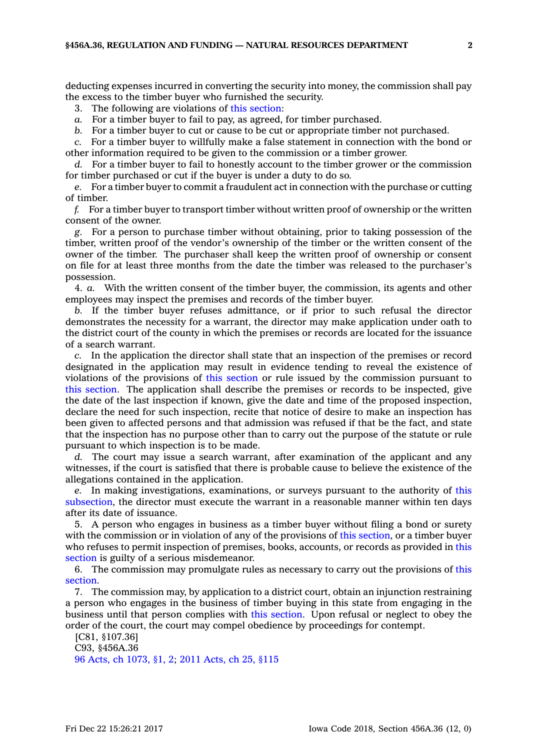deducting expenses incurred in converting the security into money, the commission shall pay the excess to the timber buyer who furnished the security.

3. The following are violations of this section:

*a.* For a timber buyer to fail to pay, as agreed, for timber purchased.

*b.* For a timber buyer to cut or cause to be cut or appropriate timber not purchased.

*c.* For a timber buyer to willfully make a false statement in connection with the bond or other information required to be given to the commission or a timber grower.

*d.* For a timber buyer to fail to honestly account to the timber grower or the commission for timber purchased or cut if the buyer is under a duty to do so.

*e.* For a timber buyer to commit a fraudulent act in connection with the purchase or cutting of timber.

*f.* For a timber buyer to transport timber without written proof of ownership or the written consent of the owner.

*g.* For a person to purchase timber without obtaining, prior to taking possession of the timber, written proof of the vendor's ownership of the timber or the written consent of the owner of the timber. The purchaser shall keep the written proof of ownership or consent on file for at least three months from the date the timber was released to the purchaser's possession.

4. *a.* With the written consent of the timber buyer, the commission, its agents and other employees may inspect the premises and records of the timber buyer.

*b.* If the timber buyer refuses admittance, or if prior to such refusal the director demonstrates the necessity for a warrant, the director may make application under oath to the district court of the county in which the premises or records are located for the issuance of a search warrant.

*c.* In the application the director shall state that an inspection of the premises or record designated in the application may result in evidence tending to reveal the existence of violations of the provisions of this section or rule issued by the commission pursuant to this section. The application shall describe the premises or records to be inspected, give the date of the last inspection if known, give the date and time of the proposed inspection, declare the need for such inspection, recite that notice of desire to make an inspection has been given to affected persons and that admission was refused if that be the fact, and state that the inspection has no purpose other than to carry out the purpose of the statute or rule pursuant to which inspection is to be made.

*d.* The court may issue a search warrant, after examination of the applicant and any witnesses, if the court is satisfied that there is probable cause to believe the existence of the allegations contained in the application.

*e.* In making investigations, examinations, or surveys pursuant to the authority of this subsection, the director must execute the warrant in a reasonable manner within ten days after its date of issuance.

5. A person who engages in business as a timber buyer without filing a bond or surety with the commission or in violation of any of the provisions of this section, or a timber buyer who refuses to permit inspection of premises, books, accounts, or records as provided in this section is guilty of a serious misdemeanor.

6. The commission may promulgate rules as necessary to carry out the provisions of this section.

7. The commission may, by application to a district court, obtain an injunction restraining a person who engages in the business of timber buying in this state from engaging in the business until that person complies with this section. Upon refusal or neglect to obey the order of the court, the court may compel obedience by proceedings for contempt.

[C81, §107.36]

C93, §456A.36

96 Acts, ch 1073, §1, 2; 2011 Acts, ch 25, §115